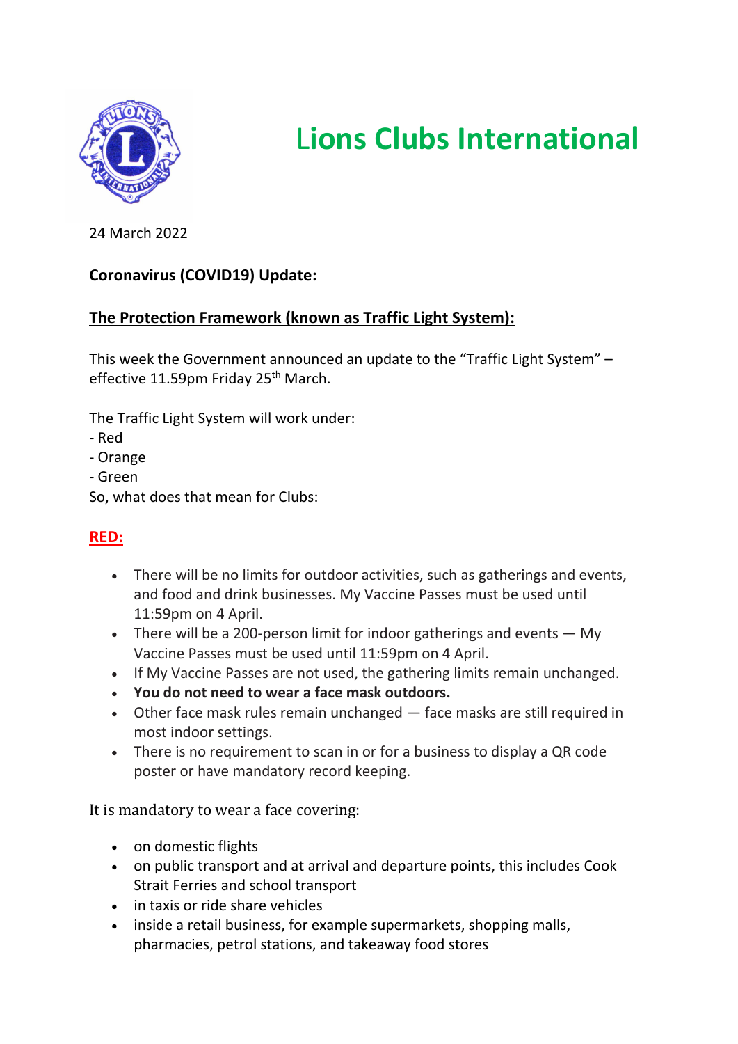# Lions Clubs International

24 March 2022

**Coronavirus (COVID19) Update:**

**The Protection Framework (known as Traffic Light System):**

This week the Government announced an update to the "Traffic Light System" – effective 11.59pm Friday 25th March.

The Traffic Light System will work under:
- Red
- Orange
- Green

So, what does that mean for Clubs:

**RED:**

- There will be no limits for outdoor activities, such as gatherings and events, and food and drink businesses. My Vaccine Passes must be used until 11:59pm on 4 April.
- There will be a 200-person limit for indoor gatherings and events — My Vaccine Passes must be used until 11:59pm on 4 April.
- If My Vaccine Passes are not used, the gathering limits remain unchanged.
- **You do not need to wear a face mask outdoors.**
- Other face mask rules remain unchanged — face masks are still required in most indoor settings.
- There is no requirement to scan in or for a business to display a QR code poster or have mandatory record keeping.

It is mandatory to wear a face covering:

- on domestic flights
- on public transport and at arrival and departure points, this includes Cook Strait Ferries and school transport
- in taxis or ride share vehicles
- inside a retail business, for example supermarkets, shopping malls, pharmacies, petrol stations, and takeaway food stores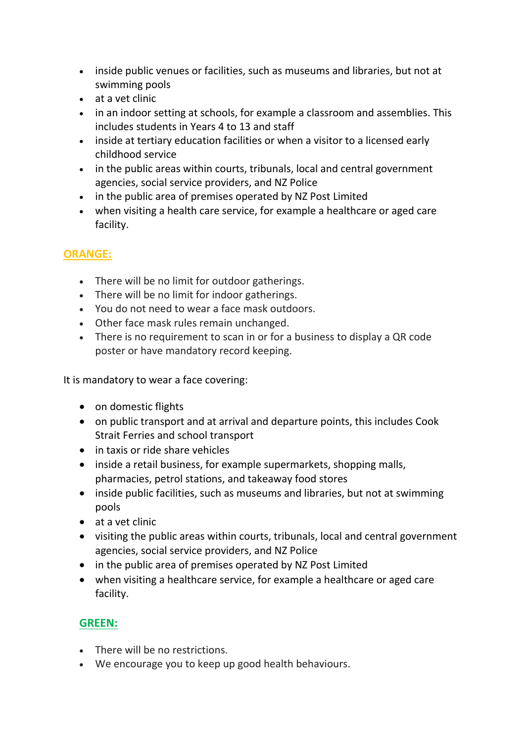- inside public venues or facilities, such as museums and libraries, but not at swimming pools
- at a vet clinic
- in an indoor setting at schools, for example a classroom and assemblies. This includes students in Years 4 to 13 and staff
- inside at tertiary education facilities or when a visitor to a licensed early childhood service
- in the public areas within courts, tribunals, local and central government agencies, social service providers, and NZ Police
- in the public area of premises operated by NZ Post Limited
- when visiting a health care service, for example a healthcare or aged care facility.

## ORANGE:

- There will be no limit for outdoor gatherings.
- There will be no limit for indoor gatherings.
- You do not need to wear a face mask outdoors.
- Other face mask rules remain unchanged.
- There is no requirement to scan in or for a business to display a QR code poster or have mandatory record keeping.

It is mandatory to wear a face covering:

- on domestic flights
- on public transport and at arrival and departure points, this includes Cook Strait Ferries and school transport
- in taxis or ride share vehicles
- inside a retail business, for example supermarkets, shopping malls, pharmacies, petrol stations, and takeaway food stores
- inside public facilities, such as museums and libraries, but not at swimming pools
- at a vet clinic
- visiting the public areas within courts, tribunals, local and central government agencies, social service providers, and NZ Police
- in the public area of premises operated by NZ Post Limited
- when visiting a healthcare service, for example a healthcare or aged care facility.

## GREEN:

- There will be no restrictions.
- We encourage you to keep up good health behaviours.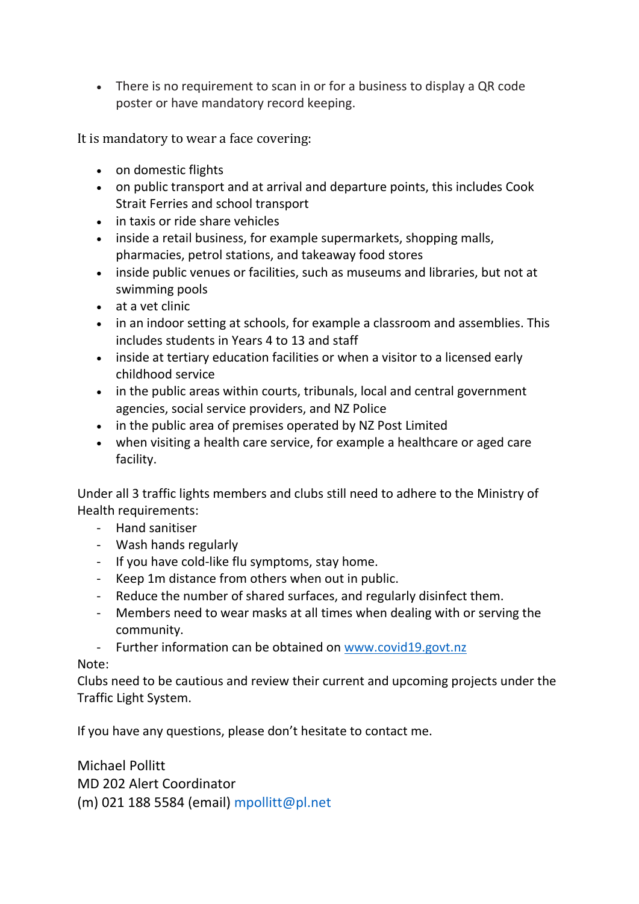- There is no requirement to scan in or for a business to display a QR code poster or have mandatory record keeping.

It is mandatory to wear a face covering:

- on domestic flights
- on public transport and at arrival and departure points, this includes Cook Strait Ferries and school transport
- in taxis or ride share vehicles
- inside a retail business, for example supermarkets, shopping malls, pharmacies, petrol stations, and takeaway food stores
- inside public venues or facilities, such as museums and libraries, but not at swimming pools
- at a vet clinic
- in an indoor setting at schools, for example a classroom and assemblies. This includes students in Years 4 to 13 and staff
- inside at tertiary education facilities or when a visitor to a licensed early childhood service
- in the public areas within courts, tribunals, local and central government agencies, social service providers, and NZ Police
- in the public area of premises operated by NZ Post Limited
- when visiting a health care service, for example a healthcare or aged care facility.

Under all 3 traffic lights members and clubs still need to adhere to the Ministry of Health requirements:

- Hand sanitiser
- Wash hands regularly
- If you have cold-like flu symptoms, stay home.
- Keep 1m distance from others when out in public.
- Reduce the number of shared surfaces, and regularly disinfect them.
- Members need to wear masks at all times when dealing with or serving the community.
- Further information can be obtained on [www.covid19.govt.nz](http://www.covid19.govt.nz)

Note:
Clubs need to be cautious and review their current and upcoming projects under the Traffic Light System.

If you have any questions, please don't hesitate to contact me.

Michael Pollitt
MD 202 Alert Coordinator
(m) 021 188 5584 (email) mpollitt@pl.net